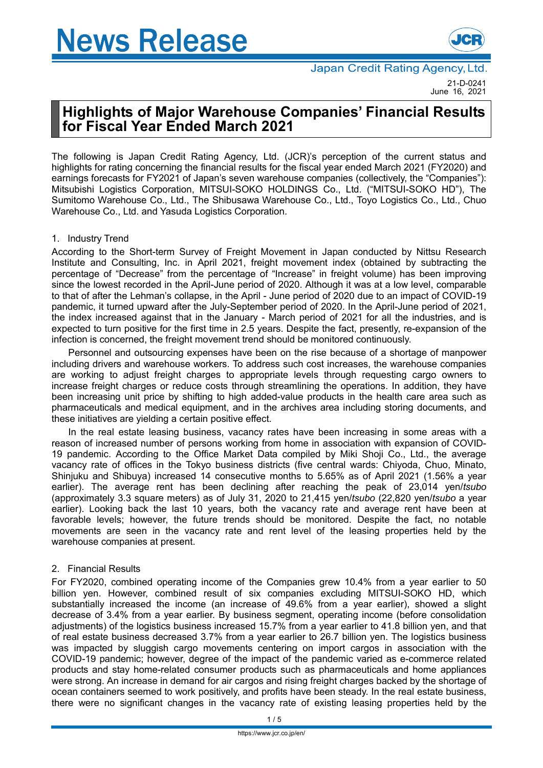# News Release

Japan Credit Rating Agency, Ltd.

21-D-0241
June 16, 2021

## Highlights of Major Warehouse Companies' Financial Results for Fiscal Year Ended March 2021

The following is Japan Credit Rating Agency, Ltd. (JCR)'s perception of the current status and highlights for rating concerning the financial results for the fiscal year ended March 2021 (FY2020) and earnings forecasts for FY2021 of Japan's seven warehouse companies (collectively, the "Companies"): Mitsubishi Logistics Corporation, MITSUI-SOKO HOLDINGS Co., Ltd. ("MITSUI-SOKO HD"), The Sumitomo Warehouse Co., Ltd., The Shibusawa Warehouse Co., Ltd., Toyo Logistics Co., Ltd., Chuo Warehouse Co., Ltd. and Yasuda Logistics Corporation.

### 1. Industry Trend

According to the Short-term Survey of Freight Movement in Japan conducted by Nittsu Research Institute and Consulting, Inc. in April 2021, freight movement index (obtained by subtracting the percentage of "Decrease" from the percentage of "Increase" in freight volume) has been improving since the lowest recorded in the April-June period of 2020. Although it was at a low level, comparable to that of after the Lehman's collapse, in the April - June period of 2020 due to an impact of COVID-19 pandemic, it turned upward after the July-September period of 2020. In the April-June period of 2021, the index increased against that in the January - March period of 2021 for all the industries, and is expected to turn positive for the first time in 2.5 years. Despite the fact, presently, re-expansion of the infection is concerned, the freight movement trend should be monitored continuously.

Personnel and outsourcing expenses have been on the rise because of a shortage of manpower including drivers and warehouse workers. To address such cost increases, the warehouse companies are working to adjust freight charges to appropriate levels through requesting cargo owners to increase freight charges or reduce costs through streamlining the operations. In addition, they have been increasing unit price by shifting to high added-value products in the health care area such as pharmaceuticals and medical equipment, and in the archives area including storing documents, and these initiatives are yielding a certain positive effect.

In the real estate leasing business, vacancy rates have been increasing in some areas with a reason of increased number of persons working from home in association with expansion of COVID-19 pandemic. According to the Office Market Data compiled by Miki Shoji Co., Ltd., the average vacancy rate of offices in the Tokyo business districts (five central wards: Chiyoda, Chuo, Minato, Shinjuku and Shibuya) increased 14 consecutive months to 5.65% as of April 2021 (1.56% a year earlier). The average rent has been declining after reaching the peak of 23,014 yen/*tsubo* (approximately 3.3 square meters) as of July 31, 2020 to 21,415 yen/*tsubo* (22,820 yen/*tsubo* a year earlier). Looking back the last 10 years, both the vacancy rate and average rent have been at favorable levels; however, the future trends should be monitored. Despite the fact, no notable movements are seen in the vacancy rate and rent level of the leasing properties held by the warehouse companies at present.

### 2. Financial Results

For FY2020, combined operating income of the Companies grew 10.4% from a year earlier to 50 billion yen. However, combined result of six companies excluding MITSUI-SOKO HD, which substantially increased the income (an increase of 49.6% from a year earlier), showed a slight decrease of 3.4% from a year earlier. By business segment, operating income (before consolidation adjustments) of the logistics business increased 15.7% from a year earlier to 41.8 billion yen, and that of real estate business decreased 3.7% from a year earlier to 26.7 billion yen. The logistics business was impacted by sluggish cargo movements centering on import cargos in association with the COVID-19 pandemic; however, degree of the impact of the pandemic varied as e-commerce related products and stay home-related consumer products such as pharmaceuticals and home appliances were strong. An increase in demand for air cargos and rising freight charges backed by the shortage of ocean containers seemed to work positively, and profits have been steady. In the real estate business, there were no significant changes in the vacancy rate of existing leasing properties held by the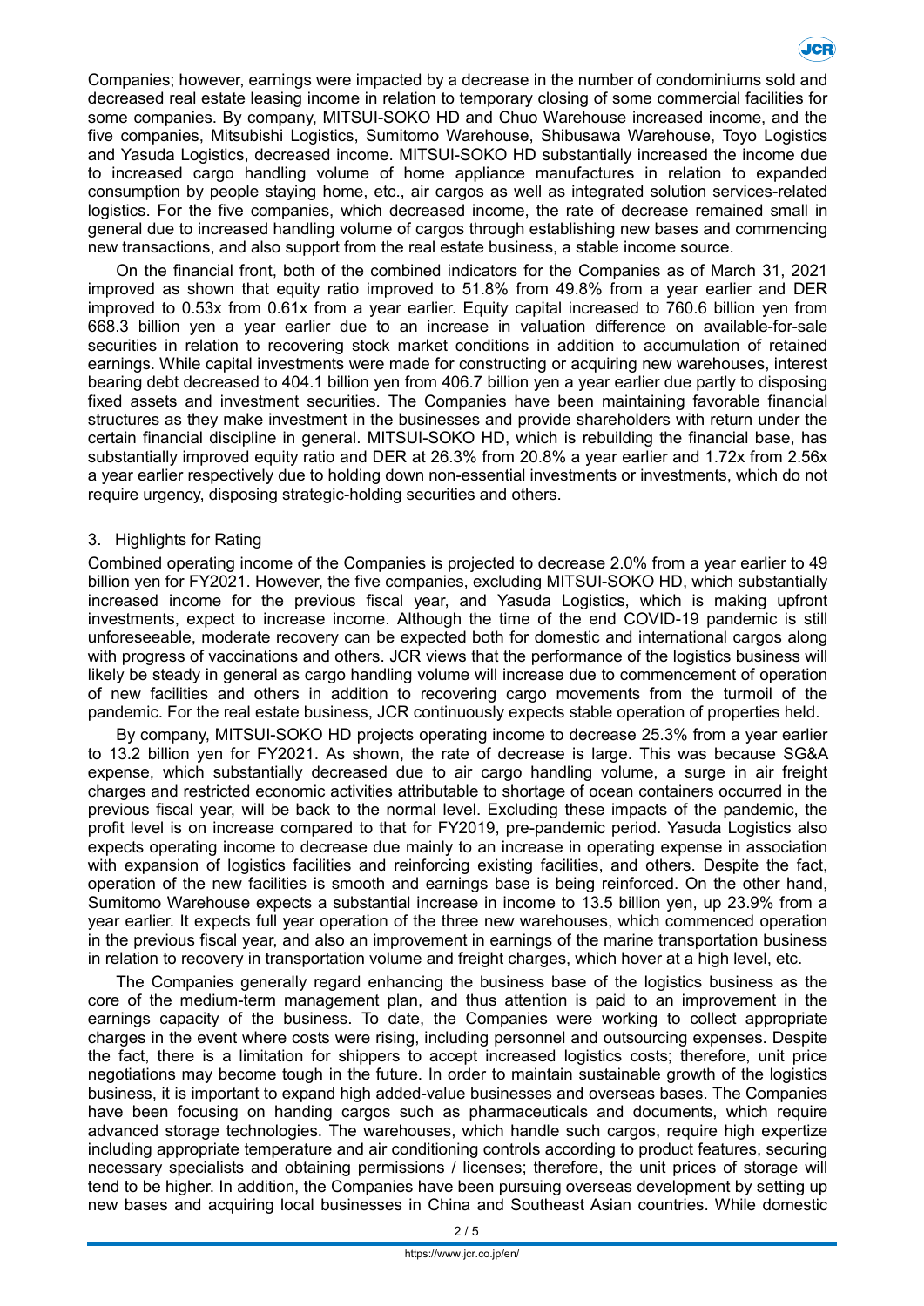Companies; however, earnings were impacted by a decrease in the number of condominiums sold and decreased real estate leasing income in relation to temporary closing of some commercial facilities for some companies. By company, MITSUI-SOKO HD and Chuo Warehouse increased income, and the five companies, Mitsubishi Logistics, Sumitomo Warehouse, Shibusawa Warehouse, Toyo Logistics and Yasuda Logistics, decreased income. MITSUI-SOKO HD substantially increased the income due to increased cargo handling volume of home appliance manufactures in relation to expanded consumption by people staying home, etc., air cargos as well as integrated solution services-related logistics. For the five companies, which decreased income, the rate of decrease remained small in general due to increased handling volume of cargos through establishing new bases and commencing new transactions, and also support from the real estate business, a stable income source.

On the financial front, both of the combined indicators for the Companies as of March 31, 2021 improved as shown that equity ratio improved to 51.8% from 49.8% from a year earlier and DER improved to 0.53x from 0.61x from a year earlier. Equity capital increased to 760.6 billion yen from 668.3 billion yen a year earlier due to an increase in valuation difference on available-for-sale securities in relation to recovering stock market conditions in addition to accumulation of retained earnings. While capital investments were made for constructing or acquiring new warehouses, interest bearing debt decreased to 404.1 billion yen from 406.7 billion yen a year earlier due partly to disposing fixed assets and investment securities. The Companies have been maintaining favorable financial structures as they make investment in the businesses and provide shareholders with return under the certain financial discipline in general. MITSUI-SOKO HD, which is rebuilding the financial base, has substantially improved equity ratio and DER at 26.3% from 20.8% a year earlier and 1.72x from 2.56x a year earlier respectively due to holding down non-essential investments or investments, which do not require urgency, disposing strategic-holding securities and others.

## 3. Highlights for Rating

Combined operating income of the Companies is projected to decrease 2.0% from a year earlier to 49 billion yen for FY2021. However, the five companies, excluding MITSUI-SOKO HD, which substantially increased income for the previous fiscal year, and Yasuda Logistics, which is making upfront investments, expect to increase income. Although the time of the end COVID-19 pandemic is still unforeseeable, moderate recovery can be expected both for domestic and international cargos along with progress of vaccinations and others. JCR views that the performance of the logistics business will likely be steady in general as cargo handling volume will increase due to commencement of operation of new facilities and others in addition to recovering cargo movements from the turmoil of the pandemic. For the real estate business, JCR continuously expects stable operation of properties held.

By company, MITSUI-SOKO HD projects operating income to decrease 25.3% from a year earlier to 13.2 billion yen for FY2021. As shown, the rate of decrease is large. This was because SG&A expense, which substantially decreased due to air cargo handling volume, a surge in air freight charges and restricted economic activities attributable to shortage of ocean containers occurred in the previous fiscal year, will be back to the normal level. Excluding these impacts of the pandemic, the profit level is on increase compared to that for FY2019, pre-pandemic period. Yasuda Logistics also expects operating income to decrease due mainly to an increase in operating expense in association with expansion of logistics facilities and reinforcing existing facilities, and others. Despite the fact, operation of the new facilities is smooth and earnings base is being reinforced. On the other hand, Sumitomo Warehouse expects a substantial increase in income to 13.5 billion yen, up 23.9% from a year earlier. It expects full year operation of the three new warehouses, which commenced operation in the previous fiscal year, and also an improvement in earnings of the marine transportation business in relation to recovery in transportation volume and freight charges, which hover at a high level, etc.

The Companies generally regard enhancing the business base of the logistics business as the core of the medium-term management plan, and thus attention is paid to an improvement in the earnings capacity of the business. To date, the Companies were working to collect appropriate charges in the event where costs were rising, including personnel and outsourcing expenses. Despite the fact, there is a limitation for shippers to accept increased logistics costs; therefore, unit price negotiations may become tough in the future. In order to maintain sustainable growth of the logistics business, it is important to expand high added-value businesses and overseas bases. The Companies have been focusing on handing cargos such as pharmaceuticals and documents, which require advanced storage technologies. The warehouses, which handle such cargos, require high expertize including appropriate temperature and air conditioning controls according to product features, securing necessary specialists and obtaining permissions / licenses; therefore, the unit prices of storage will tend to be higher. In addition, the Companies have been pursuing overseas development by setting up new bases and acquiring local businesses in China and Southeast Asian countries. While domestic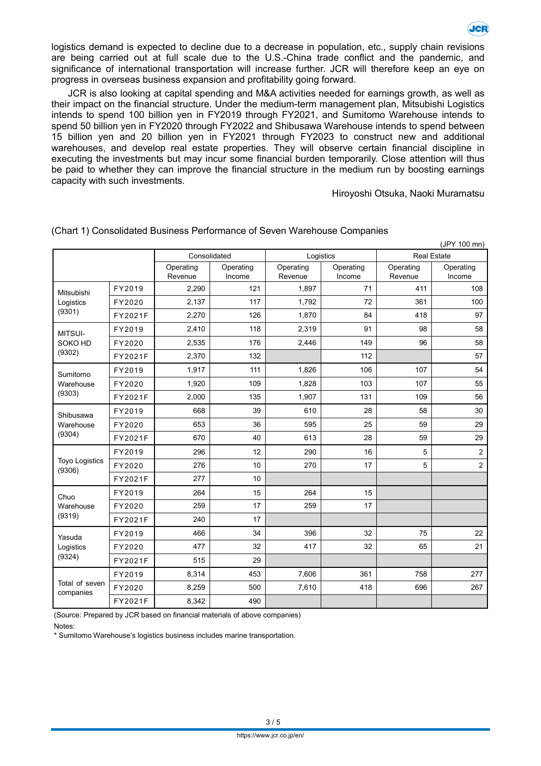logistics demand is expected to decline due to a decrease in population, etc., supply chain revisions are being carried out at full scale due to the U.S.-China trade conflict and the pandemic, and significance of international transportation will increase further. JCR will therefore keep an eye on progress in overseas business expansion and profitability going forward.

JCR is also looking at capital spending and M&A activities needed for earnings growth, as well as their impact on the financial structure. Under the medium-term management plan, Mitsubishi Logistics intends to spend 100 billion yen in FY2019 through FY2021, and Sumitomo Warehouse intends to spend 50 billion yen in FY2020 through FY2022 and Shibusawa Warehouse intends to spend between 15 billion yen and 20 billion yen in FY2021 through FY2023 to construct new and additional warehouses, and develop real estate properties. They will observe certain financial discipline in executing the investments but may incur some financial burden temporarily. Close attention will thus be paid to whether they can improve the financial structure in the medium run by boosting earnings capacity with such investments.

Hiroyoshi Otsuka, Naoki Muramatsu

(Chart 1) Consolidated Business Performance of Seven Warehouse Companies

(JPY 100 mn)

| | | Consolidated | | Logistics | | Real Estate | |
|---|---|---|---|---|---|---|---|
| | | Operating Revenue | Operating Income | Operating Revenue | Operating Income | Operating Revenue | Operating Income |
| Mitsubishi Logistics (9301) | FY2019 | 2,290 | 121 | 1,897 | 71 | 411 | 108 |
| | FY2020 | 2,137 | 117 | 1,792 | 72 | 361 | 100 |
| | FY2021F | 2,270 | 126 | 1,870 | 84 | 418 | 97 |
| MITSUI-SOKO HD (9302) | FY2019 | 2,410 | 118 | 2,319 | 91 | 98 | 58 |
| | FY2020 | 2,535 | 176 | 2,446 | 149 | 96 | 58 |
| | FY2021F | 2,370 | 132 | | 112 | | 57 |
| Sumitomo Warehouse (9303) | FY2019 | 1,917 | 111 | 1,826 | 106 | 107 | 54 |
| | FY2020 | 1,920 | 109 | 1,828 | 103 | 107 | 55 |
| | FY2021F | 2,000 | 135 | 1,907 | 131 | 109 | 56 |
| Shibusawa Warehouse (9304) | FY2019 | 668 | 39 | 610 | 28 | 58 | 30 |
| | FY2020 | 653 | 36 | 595 | 25 | 59 | 29 |
| | FY2021F | 670 | 40 | 613 | 28 | 59 | 29 |
| Toyo Logistics (9306) | FY2019 | 296 | 12 | 290 | 16 | 5 | 2 |
| | FY2020 | 276 | 10 | 270 | 17 | 5 | 2 |
| | FY2021F | 277 | 10 | | | | |
| Chuo Warehouse (9319) | FY2019 | 264 | 15 | 264 | 15 | | |
| | FY2020 | 259 | 17 | 259 | 17 | | |
| | FY2021F | 240 | 17 | | | | |
| Yasuda Logistics (9324) | FY2019 | 466 | 34 | 396 | 32 | 75 | 22 |
| | FY2020 | 477 | 32 | 417 | 32 | 65 | 21 |
| | FY2021F | 515 | 29 | | | | |
| Total of seven companies | FY2019 | 8,314 | 453 | 7,606 | 361 | 758 | 277 |
| | FY2020 | 8,259 | 500 | 7,610 | 418 | 696 | 267 |
| | FY2021F | 8,342 | 490 | | | | |

(Source: Prepared by JCR based on financial materials of above companies)

Notes:

* Sumitomo Warehouse's logistics business includes marine transportation.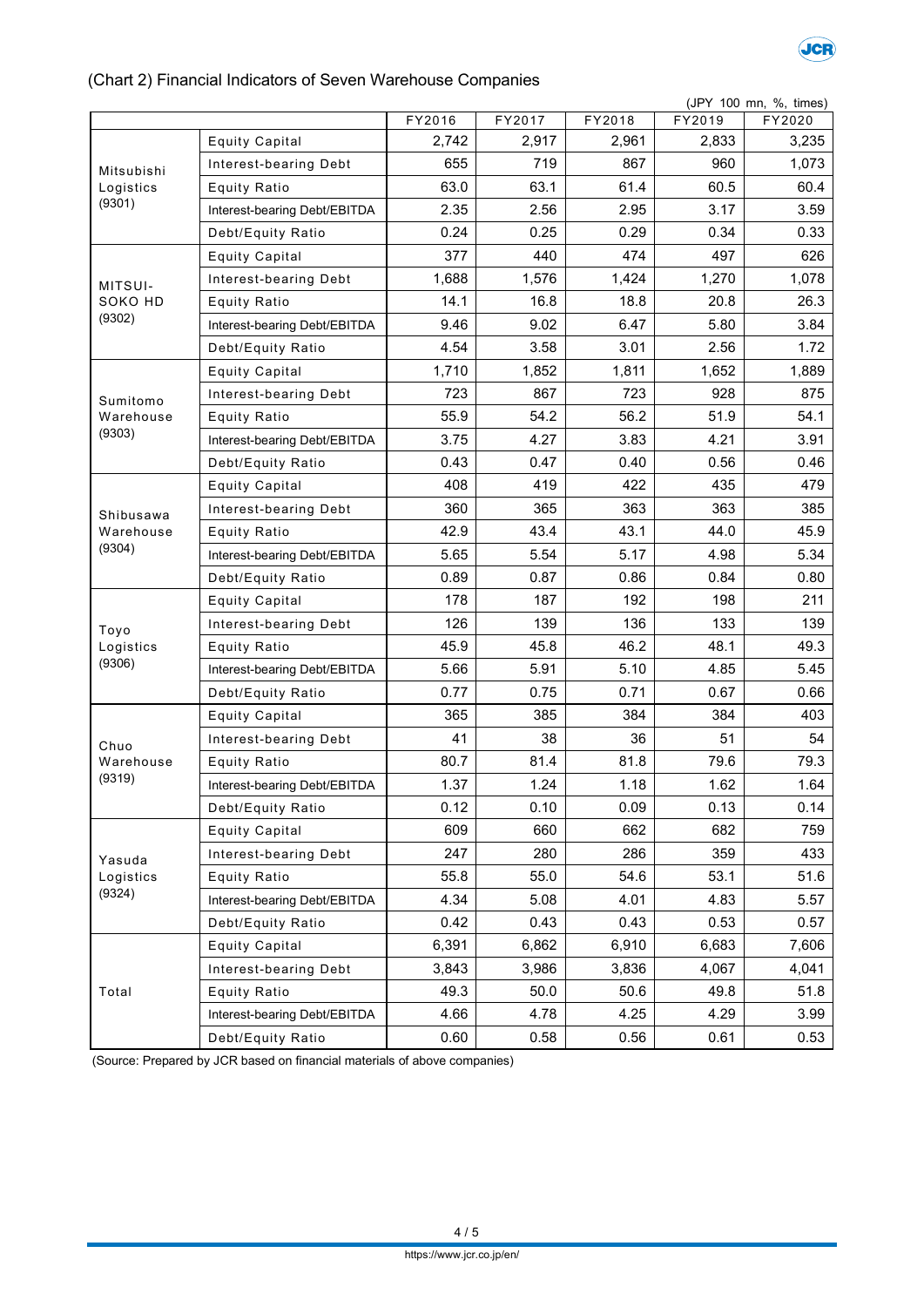## (Chart 2) Financial Indicators of Seven Warehouse Companies

(JPY 100 mn, %, times)

| | | FY2016 | FY2017 | FY2018 | FY2019 | FY2020 |
|---|---|---|---|---|---|---|
| Mitsubishi Logistics (9301) | Equity Capital | 2,742 | 2,917 | 2,961 | 2,833 | 3,235 |
| | Interest-bearing Debt | 655 | 719 | 867 | 960 | 1,073 |
| | Equity Ratio | 63.0 | 63.1 | 61.4 | 60.5 | 60.4 |
| | Interest-bearing Debt/EBITDA | 2.35 | 2.56 | 2.95 | 3.17 | 3.59 |
| | Debt/Equity Ratio | 0.24 | 0.25 | 0.29 | 0.34 | 0.33 |
| MITSUI-SOKO HD (9302) | Equity Capital | 377 | 440 | 474 | 497 | 626 |
| | Interest-bearing Debt | 1,688 | 1,576 | 1,424 | 1,270 | 1,078 |
| | Equity Ratio | 14.1 | 16.8 | 18.8 | 20.8 | 26.3 |
| | Interest-bearing Debt/EBITDA | 9.46 | 9.02 | 6.47 | 5.80 | 3.84 |
| | Debt/Equity Ratio | 4.54 | 3.58 | 3.01 | 2.56 | 1.72 |
| Sumitomo Warehouse (9303) | Equity Capital | 1,710 | 1,852 | 1,811 | 1,652 | 1,889 |
| | Interest-bearing Debt | 723 | 867 | 723 | 928 | 875 |
| | Equity Ratio | 55.9 | 54.2 | 56.2 | 51.9 | 54.1 |
| | Interest-bearing Debt/EBITDA | 3.75 | 4.27 | 3.83 | 4.21 | 3.91 |
| | Debt/Equity Ratio | 0.43 | 0.47 | 0.40 | 0.56 | 0.46 |
| Shibusawa Warehouse (9304) | Equity Capital | 408 | 419 | 422 | 435 | 479 |
| | Interest-bearing Debt | 360 | 365 | 363 | 363 | 385 |
| | Equity Ratio | 42.9 | 43.4 | 43.1 | 44.0 | 45.9 |
| | Interest-bearing Debt/EBITDA | 5.65 | 5.54 | 5.17 | 4.98 | 5.34 |
| | Debt/Equity Ratio | 0.89 | 0.87 | 0.86 | 0.84 | 0.80 |
| Toyo Logistics (9306) | Equity Capital | 178 | 187 | 192 | 198 | 211 |
| | Interest-bearing Debt | 126 | 139 | 136 | 133 | 139 |
| | Equity Ratio | 45.9 | 45.8 | 46.2 | 48.1 | 49.3 |
| | Interest-bearing Debt/EBITDA | 5.66 | 5.91 | 5.10 | 4.85 | 5.45 |
| | Debt/Equity Ratio | 0.77 | 0.75 | 0.71 | 0.67 | 0.66 |
| Chuo Warehouse (9319) | Equity Capital | 365 | 385 | 384 | 384 | 403 |
| | Interest-bearing Debt | 41 | 38 | 36 | 51 | 54 |
| | Equity Ratio | 80.7 | 81.4 | 81.8 | 79.6 | 79.3 |
| | Interest-bearing Debt/EBITDA | 1.37 | 1.24 | 1.18 | 1.62 | 1.64 |
| | Debt/Equity Ratio | 0.12 | 0.10 | 0.09 | 0.13 | 0.14 |
| Yasuda Logistics (9324) | Equity Capital | 609 | 660 | 662 | 682 | 759 |
| | Interest-bearing Debt | 247 | 280 | 286 | 359 | 433 |
| | Equity Ratio | 55.8 | 55.0 | 54.6 | 53.1 | 51.6 |
| | Interest-bearing Debt/EBITDA | 4.34 | 5.08 | 4.01 | 4.83 | 5.57 |
| | Debt/Equity Ratio | 0.42 | 0.43 | 0.43 | 0.53 | 0.57 |
| Total | Equity Capital | 6,391 | 6,862 | 6,910 | 6,683 | 7,606 |
| | Interest-bearing Debt | 3,843 | 3,986 | 3,836 | 4,067 | 4,041 |
| | Equity Ratio | 49.3 | 50.0 | 50.6 | 49.8 | 51.8 |
| | Interest-bearing Debt/EBITDA | 4.66 | 4.78 | 4.25 | 4.29 | 3.99 |
| | Debt/Equity Ratio | 0.60 | 0.58 | 0.56 | 0.61 | 0.53 |

(Source: Prepared by JCR based on financial materials of above companies)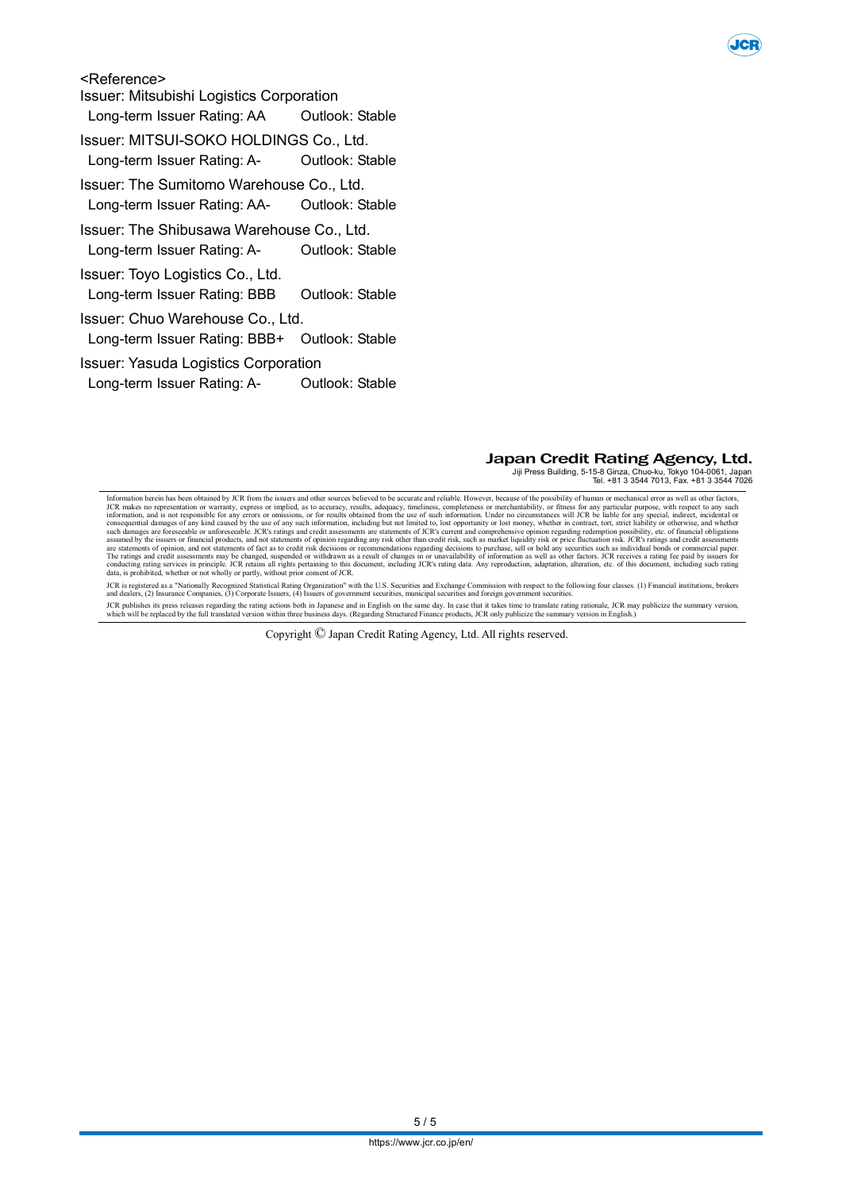<Reference>

Issuer: Mitsubishi Logistics Corporation
Long-term Issuer Rating: AA    Outlook: Stable

Issuer: MITSUI-SOKO HOLDINGS Co., Ltd.
Long-term Issuer Rating: A-    Outlook: Stable

Issuer: The Sumitomo Warehouse Co., Ltd.
Long-term Issuer Rating: AA-    Outlook: Stable

Issuer: The Shibusawa Warehouse Co., Ltd.
Long-term Issuer Rating: A-    Outlook: Stable

Issuer: Toyo Logistics Co., Ltd.
Long-term Issuer Rating: BBB    Outlook: Stable

Issuer: Chuo Warehouse Co., Ltd.
Long-term Issuer Rating: BBB+    Outlook: Stable

Issuer: Yasuda Logistics Corporation
Long-term Issuer Rating: A-    Outlook: Stable

**Japan Credit Rating Agency, Ltd.**
Jiji Press Building, 5-15-8 Ginza, Chuo-ku, Tokyo 104-0061, Japan
Tel. +81 3 3544 7013, Fax. +81 3 3544 7026

Information herein has been obtained by JCR from the issuers and other sources believed to be accurate and reliable. However, because of the possibility of human or mechanical error as well as other factors, JCR makes no representation or warranty, express or implied, as to accuracy, results, adequacy, timeliness, completeness or merchantability, or fitness for any particular purpose, with respect to any such information, and is not responsible for any errors or omissions, or for results obtained from the use of such information. Under no circumstances will JCR be liable for any special, indirect, incidental or consequential damages of any kind caused by the use of any such information, including but not limited to, lost opportunity or lost money, whether in contract, tort, strict liability or otherwise, and whether such damages are foreseeable or unforeseeable. JCR's ratings and credit assessments are statements of JCR's current and comprehensive opinion regarding redemption possibility, etc. of financial obligations assumed by the issuers or financial products, and not statements of opinion regarding any risk other than credit risk, such as market liquidity risk or price fluctuation risk. JCR's ratings and credit assessments are statements of opinion, and not statements of fact as to credit risk decisions or recommendations regarding decisions to purchase, sell or hold any securities such as individual bonds or commercial paper. The ratings and credit assessments may be changed, suspended or withdrawn as a result of changes in or unavailability of information as well as other factors. JCR receives a rating fee paid by issuers for conducting rating services in principle. JCR retains all rights pertaining to this document, including JCR's rating data. Any reproduction, adaptation, alteration, etc. of this document, including such rating data, is prohibited, whether or not wholly or partly, without prior consent of JCR.

JCR is registered as a "Nationally Recognized Statistical Rating Organization" with the U.S. Securities and Exchange Commission with respect to the following four classes. (1) Financial institutions, brokers and dealers, (2) Insurance Companies, (3) Corporate Issuers, (4) Issuers of government securities, municipal securities and foreign government securities.

JCR publishes its press releases regarding the rating actions both in Japanese and in English on the same day. In case that it takes time to translate rating rationale, JCR may publicize the summary version, which will be replaced by the full translated version within three business days. (Regarding Structured Finance products, JCR only publicize the summary version in English.)

Copyright © Japan Credit Rating Agency, Ltd. All rights reserved.